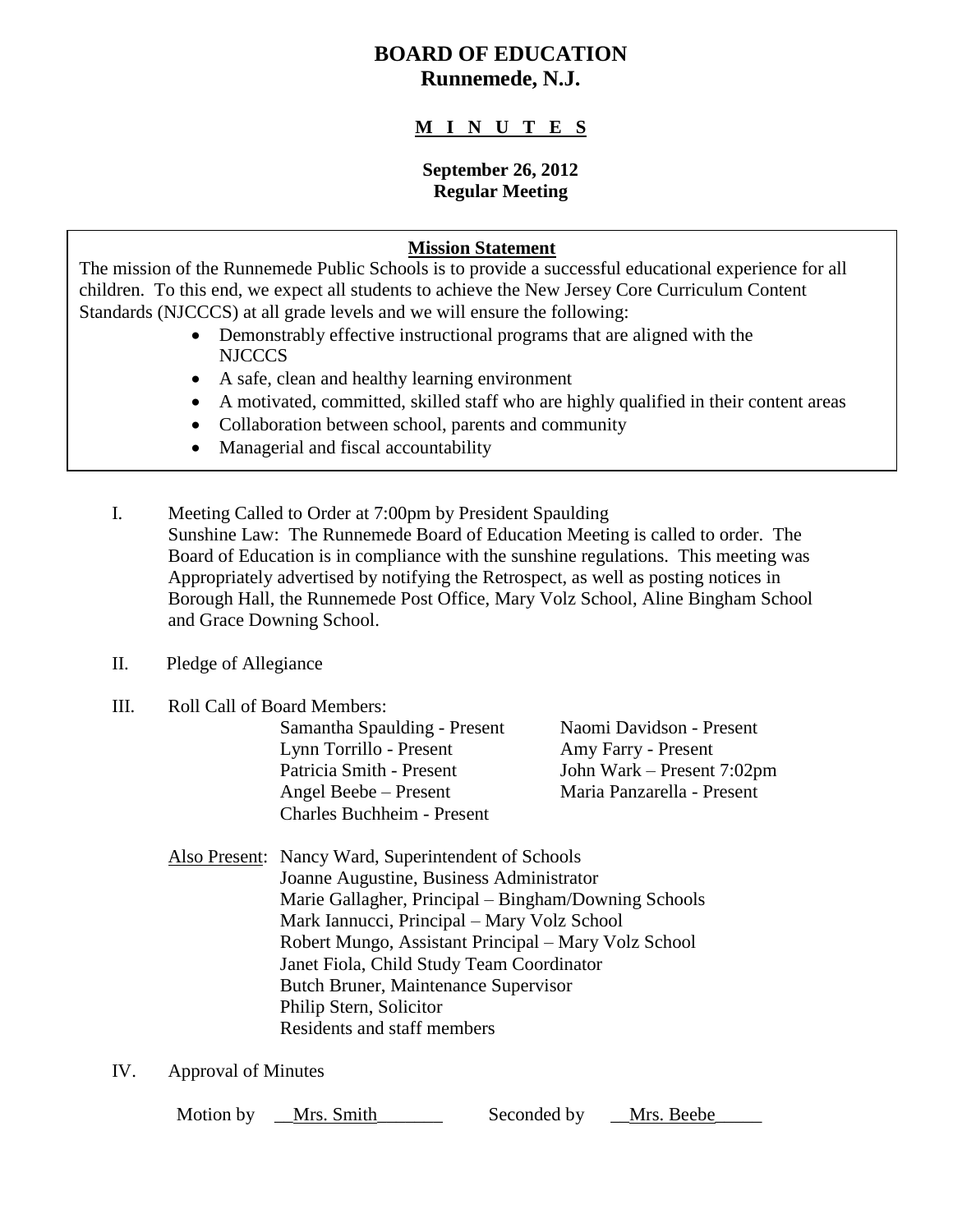# BOARD OF EDUCATION
## Runnemede, N.J.

**M I N U T E S**

**September 26, 2012**
**Regular Meeting**

**Mission Statement**

The mission of the Runnemede Public Schools is to provide a successful educational experience for all children. To this end, we expect all students to achieve the New Jersey Core Curriculum Content Standards (NJCCCS) at all grade levels and we will ensure the following:

- Demonstrably effective instructional programs that are aligned with the NJCCCS
- A safe, clean and healthy learning environment
- A motivated, committed, skilled staff who are highly qualified in their content areas
- Collaboration between school, parents and community
- Managerial and fiscal accountability

I. Meeting Called to Order at 7:00pm by President Spaulding
Sunshine Law: The Runnemede Board of Education Meeting is called to order. The Board of Education is in compliance with the sunshine regulations. This meeting was Appropriately advertised by notifying the Retrospect, as well as posting notices in Borough Hall, the Runnemede Post Office, Mary Volz School, Aline Bingham School and Grace Downing School.

II. Pledge of Allegiance

III. Roll Call of Board Members:

Samantha Spaulding - Present
Lynn Torrillo - Present
Patricia Smith - Present
Angel Beebe – Present
Charles Buchheim - Present
Naomi Davidson - Present
Amy Farry - Present
John Wark – Present 7:02pm
Maria Panzarella - Present

Also Present: Nancy Ward, Superintendent of Schools
Joanne Augustine, Business Administrator
Marie Gallagher, Principal – Bingham/Downing Schools
Mark Iannucci, Principal – Mary Volz School
Robert Mungo, Assistant Principal – Mary Volz School
Janet Fiola, Child Study Team Coordinator
Butch Bruner, Maintenance Supervisor
Philip Stern, Solicitor
Residents and staff members

IV. Approval of Minutes

Motion by __Mrs. Smith_______ Seconded by __Mrs. Beebe_____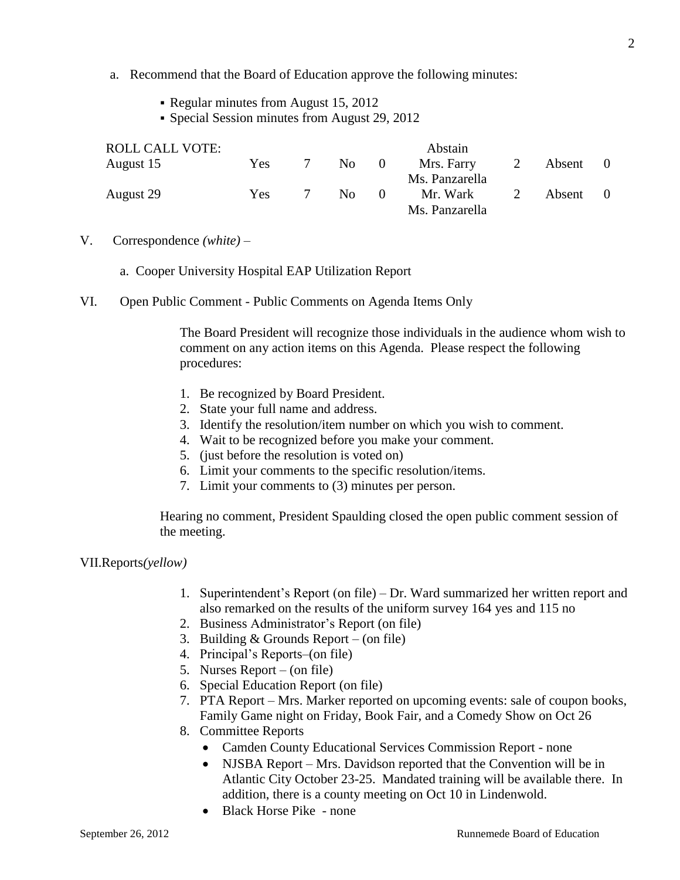a. Recommend that the Board of Education approve the following minutes:

- Regular minutes from August 15, 2012
- Special Session minutes from August 29, 2012

| ROLL CALL VOTE: | | | | | Abstain | | | |
|---|---|---|---|---|---|---|---|---|
| August 15 | Yes | 7 | No | 0 | Mrs. Farry<br>Ms. Panzarella | 2 | Absent | 0 |
| August 29 | Yes | 7 | No | 0 | Mr. Wark<br>Ms. Panzarella | 2 | Absent | 0 |

V. Correspondence *(white)* –

a. Cooper University Hospital EAP Utilization Report

VI. Open Public Comment - Public Comments on Agenda Items Only

The Board President will recognize those individuals in the audience whom wish to comment on any action items on this Agenda. Please respect the following procedures:

1. Be recognized by Board President.
2. State your full name and address.
3. Identify the resolution/item number on which you wish to comment.
4. Wait to be recognized before you make your comment.
5. (just before the resolution is voted on)
6. Limit your comments to the specific resolution/items.
7. Limit your comments to (3) minutes per person.

Hearing no comment, President Spaulding closed the open public comment session of the meeting.

VII.Reports*(yellow)*

1. Superintendent's Report (on file) – Dr. Ward summarized her written report and also remarked on the results of the uniform survey 164 yes and 115 no
2. Business Administrator's Report (on file)
3. Building & Grounds Report – (on file)
4. Principal's Reports–(on file)
5. Nurses Report – (on file)
6. Special Education Report (on file)
7. PTA Report – Mrs. Marker reported on upcoming events: sale of coupon books, Family Game night on Friday, Book Fair, and a Comedy Show on Oct 26
8. Committee Reports
   - Camden County Educational Services Commission Report - none
   - NJSBA Report – Mrs. Davidson reported that the Convention will be in Atlantic City October 23-25. Mandated training will be available there. In addition, there is a county meeting on Oct 10 in Lindenwold.
   - Black Horse Pike - none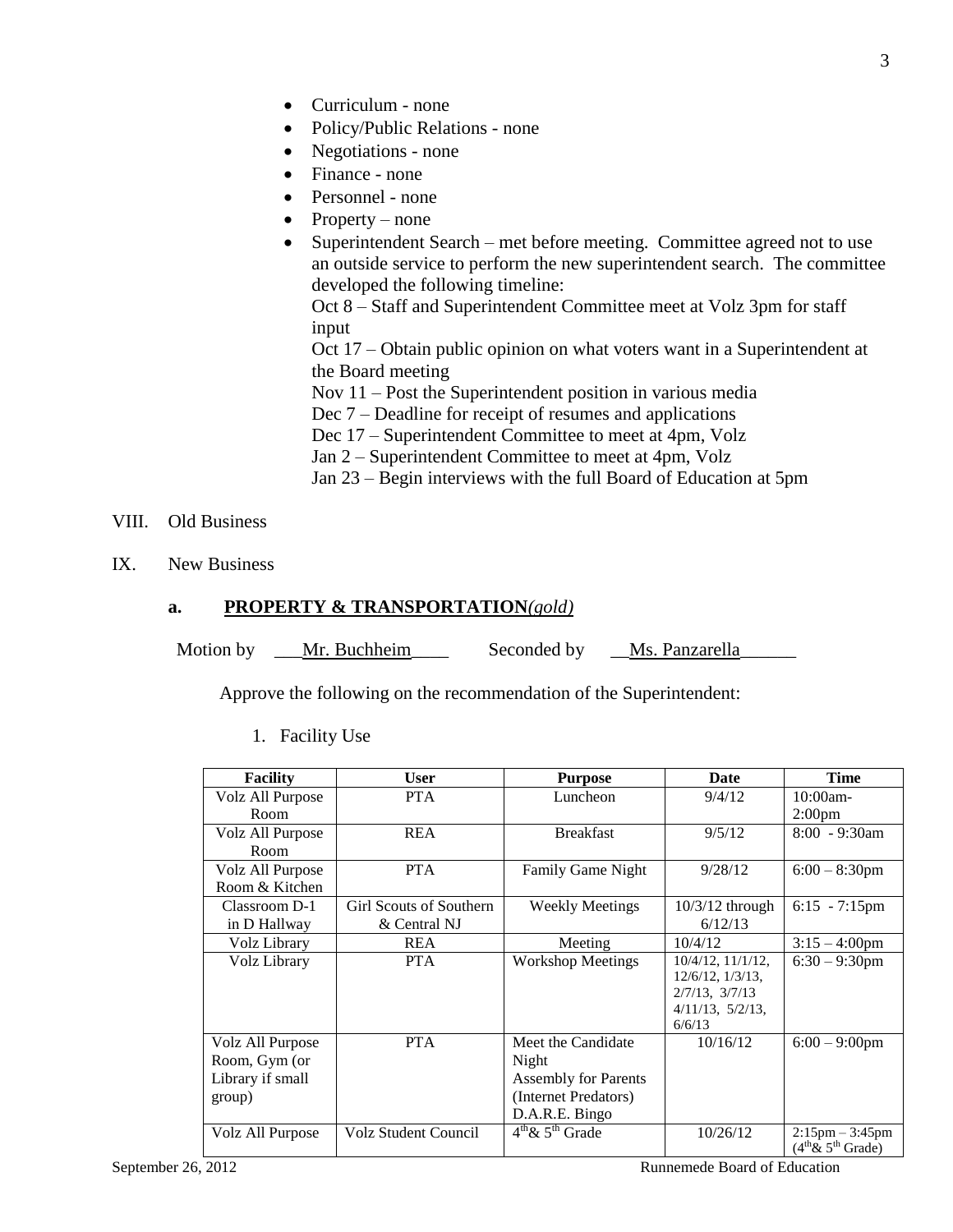- Curriculum - none
- Policy/Public Relations - none
- Negotiations - none
- Finance - none
- Personnel - none
- Property – none
- Superintendent Search – met before meeting. Committee agreed not to use an outside service to perform the new superintendent search. The committee developed the following timeline:
  Oct 8 – Staff and Superintendent Committee meet at Volz 3pm for staff input
  Oct 17 – Obtain public opinion on what voters want in a Superintendent at the Board meeting
  Nov 11 – Post the Superintendent position in various media
  Dec 7 – Deadline for receipt of resumes and applications
  Dec 17 – Superintendent Committee to meet at 4pm, Volz
  Jan 2 – Superintendent Committee to meet at 4pm, Volz
  Jan 23 – Begin interviews with the full Board of Education at 5pm

VIII. Old Business

IX. New Business

**a. PROPERTY & TRANSPORTATION***(gold)*

Motion by ___Mr. Buchheim____ Seconded by __Ms. Panzarella______

Approve the following on the recommendation of the Superintendent:

1. Facility Use

| Facility | User | Purpose | Date | Time |
|---|---|---|---|---|
| Volz All Purpose Room | PTA | Luncheon | 9/4/12 | 10:00am-2:00pm |
| Volz All Purpose Room | REA | Breakfast | 9/5/12 | 8:00 - 9:30am |
| Volz All Purpose Room & Kitchen | PTA | Family Game Night | 9/28/12 | 6:00 – 8:30pm |
| Classroom D-1 in D Hallway | Girl Scouts of Southern & Central NJ | Weekly Meetings | 10/3/12 through 6/12/13 | 6:15 - 7:15pm |
| Volz Library | REA | Meeting | 10/4/12 | 3:15 – 4:00pm |
| Volz Library | PTA | Workshop Meetings | 10/4/12, 11/1/12, 12/6/12, 1/3/13, 2/7/13, 3/7/13 4/11/13, 5/2/13, 6/6/13 | 6:30 – 9:30pm |
| Volz All Purpose Room, Gym (or Library if small group) | PTA | Meet the Candidate Night Assembly for Parents (Internet Predators) D.A.R.E. Bingo | 10/16/12 | 6:00 – 9:00pm |
| Volz All Purpose | Volz Student Council | 4th & 5th Grade | 10/26/12 | 2:15pm – 3:45pm (4th & 5th Grade) |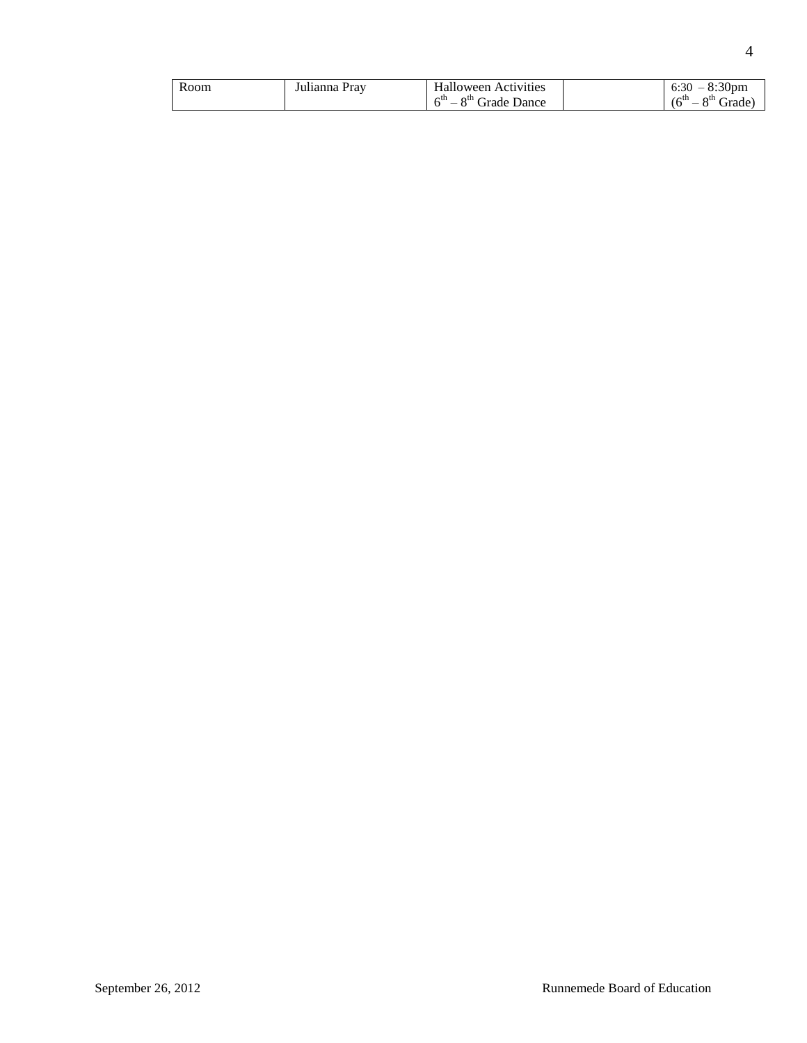| Room | Julianna Pray | Halloween Activities<br>6th – 8th Grade Dance | | 6:30 – 8:30pm<br>(6th – 8th Grade) |
|---|---|---|---|---|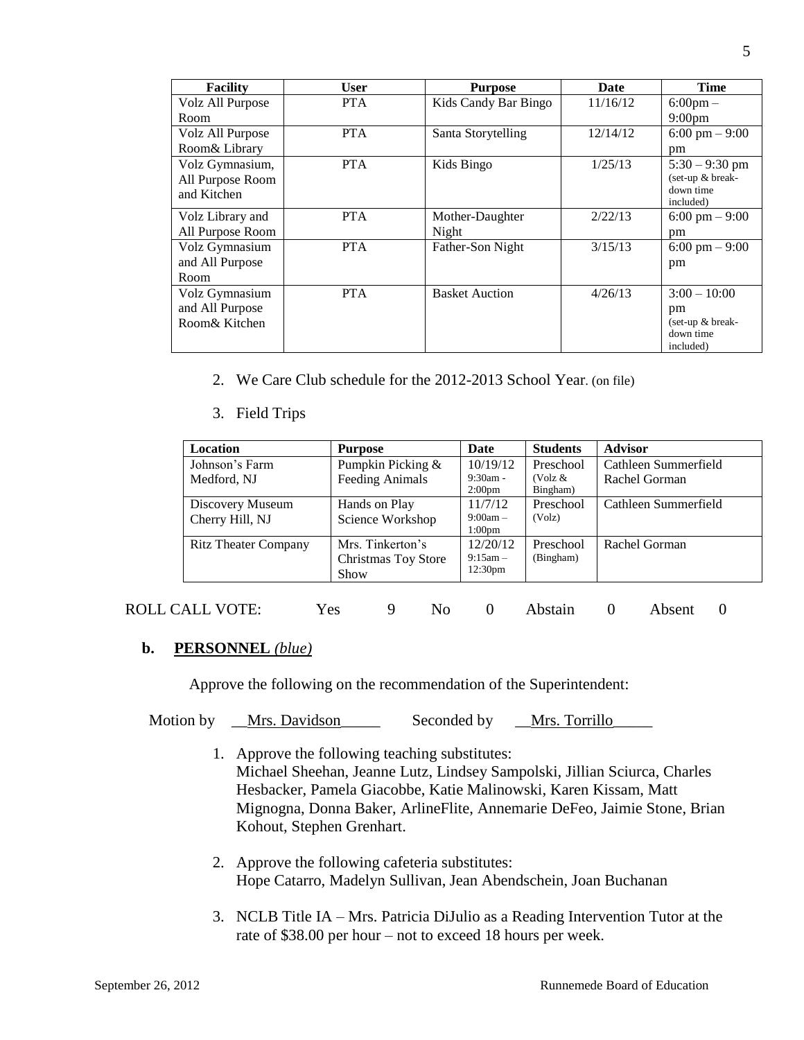| Facility | User | Purpose | Date | Time |
|---|---|---|---|---|
| Volz All Purpose Room | PTA | Kids Candy Bar Bingo | 11/16/12 | 6:00pm – 9:00pm |
| Volz All Purpose Room& Library | PTA | Santa Storytelling | 12/14/12 | 6:00 pm – 9:00 pm |
| Volz Gymnasium, All Purpose Room and Kitchen | PTA | Kids Bingo | 1/25/13 | 5:30 – 9:30 pm (set-up & break-down time included) |
| Volz Library and All Purpose Room | PTA | Mother-Daughter Night | 2/22/13 | 6:00 pm – 9:00 pm |
| Volz Gymnasium and All Purpose Room | PTA | Father-Son Night | 3/15/13 | 6:00 pm – 9:00 pm |
| Volz Gymnasium and All Purpose Room& Kitchen | PTA | Basket Auction | 4/26/13 | 3:00 – 10:00 pm (set-up & break-down time included) |

2. We Care Club schedule for the 2012-2013 School Year. (on file)

3. Field Trips

| Location | Purpose | Date | Students | Advisor |
|---|---|---|---|---|
| Johnson's Farm Medford, NJ | Pumpkin Picking & Feeding Animals | 10/19/12 9:30am - 2:00pm | Preschool (Volz & Bingham) | Cathleen Summerfield Rachel Gorman |
| Discovery Museum Cherry Hill, NJ | Hands on Play Science Workshop | 11/7/12 9:00am – 1:00pm | Preschool (Volz) | Cathleen Summerfield |
| Ritz Theater Company | Mrs. Tinkerton's Christmas Toy Store Show | 12/20/12 9:15am – 12:30pm | Preschool (Bingham) | Rachel Gorman |

ROLL CALL VOTE: Yes 9 No 0 Abstain 0 Absent 0

**b. PERSONNEL** *(blue)*

Approve the following on the recommendation of the Superintendent:

Motion by \_\_Mrs. Davidson\_\_\_\_\_ Seconded by \_\_Mrs. Torrillo\_\_\_\_\_

1. Approve the following teaching substitutes:
   Michael Sheehan, Jeanne Lutz, Lindsey Sampolski, Jillian Sciurca, Charles Hesbacker, Pamela Giacobbe, Katie Malinowski, Karen Kissam, Matt Mignogna, Donna Baker, ArlineFlite, Annemarie DeFeo, Jaimie Stone, Brian Kohout, Stephen Grenhart.

2. Approve the following cafeteria substitutes:
   Hope Catarro, Madelyn Sullivan, Jean Abendschein, Joan Buchanan

3. NCLB Title IA – Mrs. Patricia DiJulio as a Reading Intervention Tutor at the rate of $38.00 per hour – not to exceed 18 hours per week.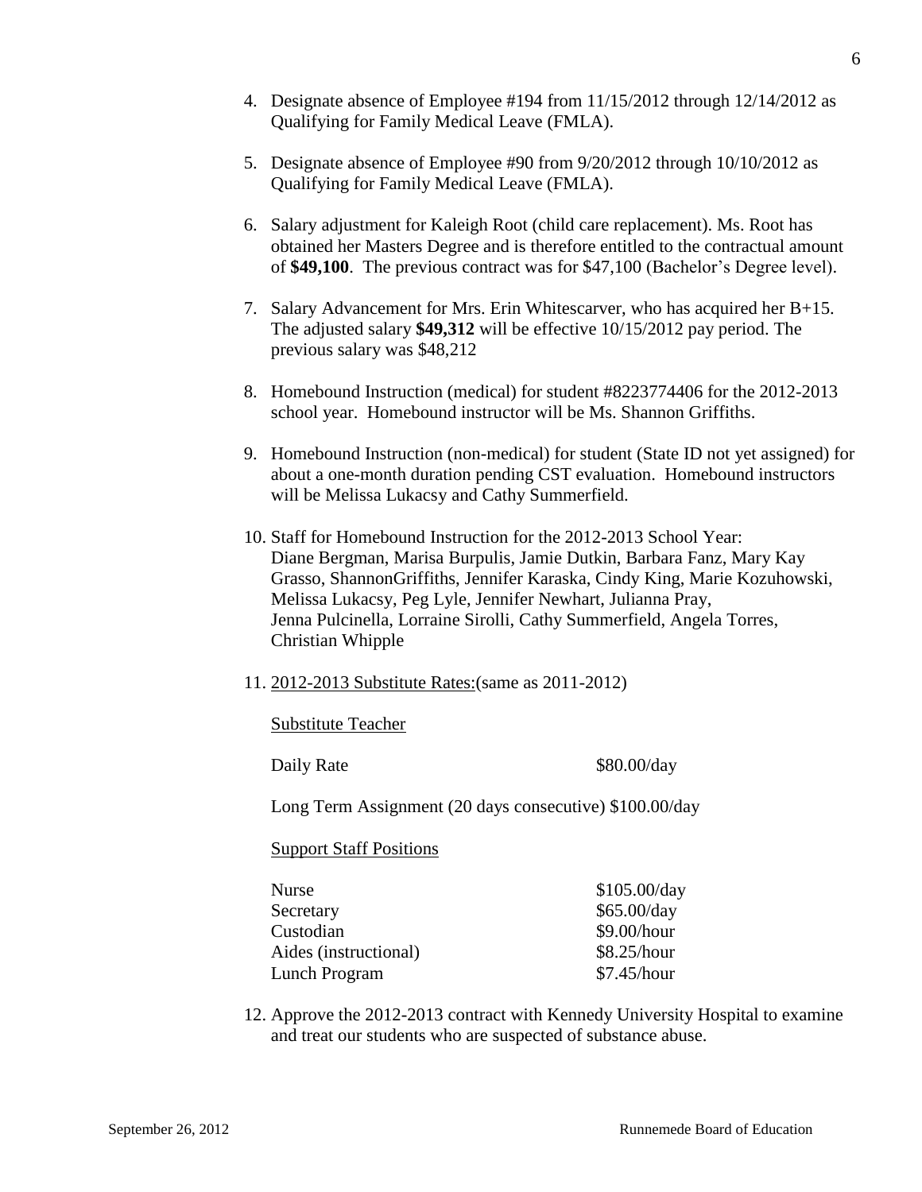4. Designate absence of Employee #194 from 11/15/2012 through 12/14/2012 as Qualifying for Family Medical Leave (FMLA).

5. Designate absence of Employee #90 from 9/20/2012 through 10/10/2012 as Qualifying for Family Medical Leave (FMLA).

6. Salary adjustment for Kaleigh Root (child care replacement). Ms. Root has obtained her Masters Degree and is therefore entitled to the contractual amount of **$49,100**. The previous contract was for $47,100 (Bachelor's Degree level).

7. Salary Advancement for Mrs. Erin Whitescarver, who has acquired her B+15. The adjusted salary **$49,312** will be effective 10/15/2012 pay period. The previous salary was $48,212

8. Homebound Instruction (medical) for student #8223774406 for the 2012-2013 school year. Homebound instructor will be Ms. Shannon Griffiths.

9. Homebound Instruction (non-medical) for student (State ID not yet assigned) for about a one-month duration pending CST evaluation. Homebound instructors will be Melissa Lukacsy and Cathy Summerfield.

10. Staff for Homebound Instruction for the 2012-2013 School Year:
    Diane Bergman, Marisa Burpulis, Jamie Dutkin, Barbara Fanz, Mary Kay Grasso, ShannonGriffiths, Jennifer Karaska, Cindy King, Marie Kozuhowski, Melissa Lukacsy, Peg Lyle, Jennifer Newhart, Julianna Pray, Jenna Pulcinella, Lorraine Sirolli, Cathy Summerfield, Angela Torres, Christian Whipple

11. <u>2012-2013 Substitute Rates:</u>(same as 2011-2012)

    <u>Substitute Teacher</u>

    Daily Rate $80.00/day

    Long Term Assignment (20 days consecutive) $100.00/day

    <u>Support Staff Positions</u>

    | Position | Rate |
    |---|---|
    | Nurse | $105.00/day |
    | Secretary | $65.00/day |
    | Custodian | $9.00/hour |
    | Aides (instructional) | $8.25/hour |
    | Lunch Program | $7.45/hour |

12. Approve the 2012-2013 contract with Kennedy University Hospital to examine and treat our students who are suspected of substance abuse.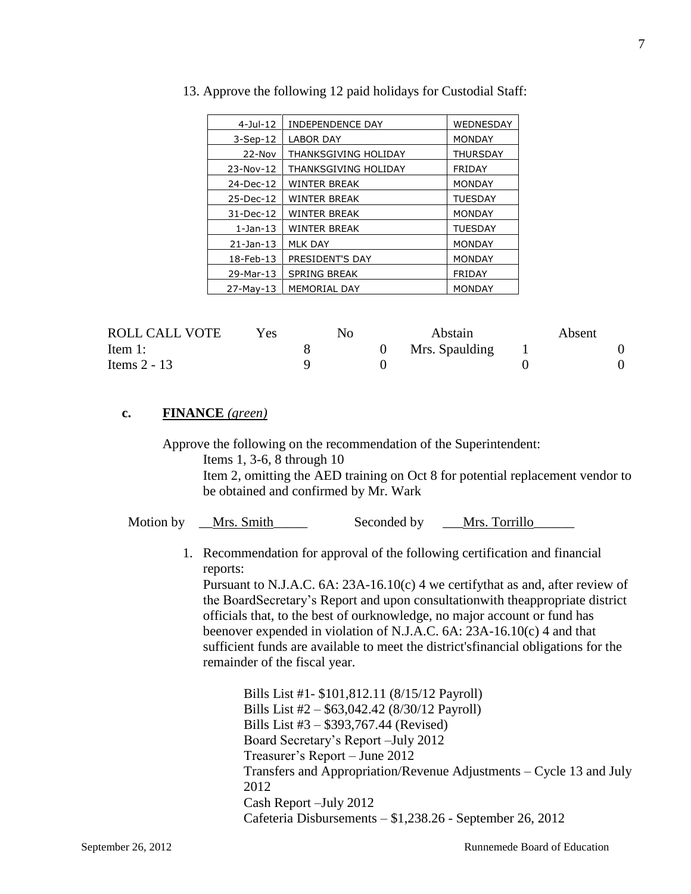13. Approve the following 12 paid holidays for Custodial Staff:

| | | |
|---|---|---|
| 4-Jul-12 | INDEPENDENCE DAY | WEDNESDAY |
| 3-Sep-12 | LABOR DAY | MONDAY |
| 22-Nov | THANKSGIVING HOLIDAY | THURSDAY |
| 23-Nov-12 | THANKSGIVING HOLIDAY | FRIDAY |
| 24-Dec-12 | WINTER BREAK | MONDAY |
| 25-Dec-12 | WINTER BREAK | TUESDAY |
| 31-Dec-12 | WINTER BREAK | MONDAY |
| 1-Jan-13 | WINTER BREAK | TUESDAY |
| 21-Jan-13 | MLK DAY | MONDAY |
| 18-Feb-13 | PRESIDENT'S DAY | MONDAY |
| 29-Mar-13 | SPRING BREAK | FRIDAY |
| 27-May-13 | MEMORIAL DAY | MONDAY |

| ROLL CALL VOTE | Yes | No | Abstain | Absent |
|---|---|---|---|---|
| Item 1: | 8 | 0 | Mrs. Spaulding 1 | 0 |
| Items 2 - 13 | 9 | 0 | 0 | 0 |

**c. FINANCE** *(green)*

Approve the following on the recommendation of the Superintendent:

Items 1, 3-6, 8 through 10

Item 2, omitting the AED training on Oct 8 for potential replacement vendor to be obtained and confirmed by Mr. Wark

Motion by __Mrs. Smith_____ Seconded by ___Mrs. Torrillo______

1. Recommendation for approval of the following certification and financial reports:

   Pursuant to N.J.A.C. 6A: 23A-16.10(c) 4 we certifythat as and, after review of the BoardSecretary's Report and upon consultationwith theappropriate district officials that, to the best of ourknowledge, no major account or fund has beenover expended in violation of N.J.A.C. 6A: 23A-16.10(c) 4 and that sufficient funds are available to meet the district'sfinancial obligations for the remainder of the fiscal year.

   Bills List #1- $101,812.11 (8/15/12 Payroll)
   Bills List #2 – $63,042.42 (8/30/12 Payroll)
   Bills List #3 – $393,767.44 (Revised)
   Board Secretary's Report –July 2012
   Treasurer's Report – June 2012
   Transfers and Appropriation/Revenue Adjustments – Cycle 13 and July 2012
   Cash Report –July 2012
   Cafeteria Disbursements – $1,238.26 - September 26, 2012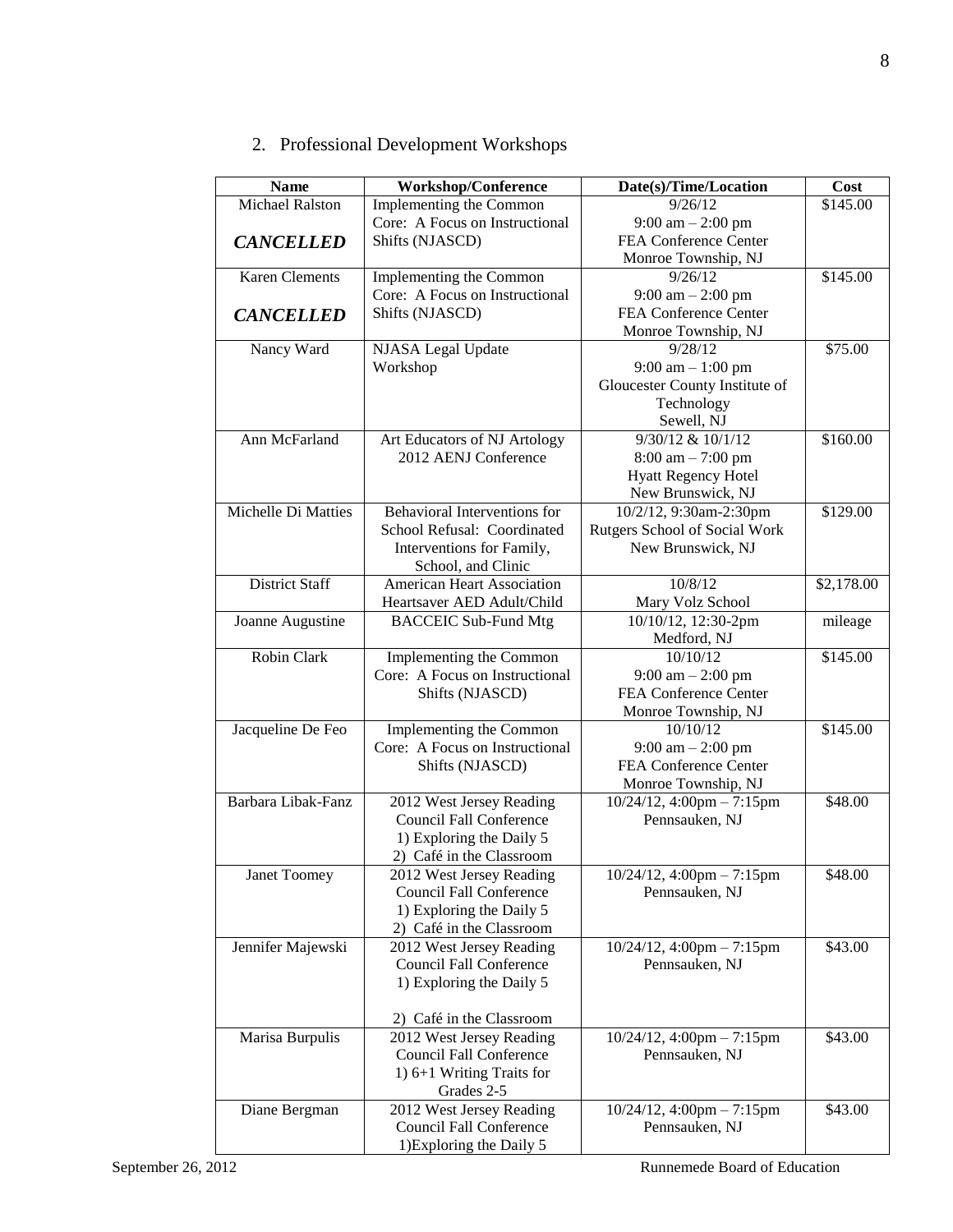2. Professional Development Workshops

| Name | Workshop/Conference | Date(s)/Time/Location | Cost |
|---|---|---|---|
| Michael Ralston ***CANCELLED*** | Implementing the Common Core: A Focus on Instructional Shifts (NJASCD) | 9/26/12 9:00 am – 2:00 pm FEA Conference Center Monroe Township, NJ | $145.00 |
| Karen Clements ***CANCELLED*** | Implementing the Common Core: A Focus on Instructional Shifts (NJASCD) | 9/26/12 9:00 am – 2:00 pm FEA Conference Center Monroe Township, NJ | $145.00 |
| Nancy Ward | NJASA Legal Update Workshop | 9/28/12 9:00 am – 1:00 pm Gloucester County Institute of Technology Sewell, NJ | $75.00 |
| Ann McFarland | Art Educators of NJ Artology 2012 AENJ Conference | 9/30/12 & 10/1/12 8:00 am – 7:00 pm Hyatt Regency Hotel New Brunswick, NJ | $160.00 |
| Michelle Di Matties | Behavioral Interventions for School Refusal: Coordinated Interventions for Family, School, and Clinic | 10/2/12, 9:30am-2:30pm Rutgers School of Social Work New Brunswick, NJ | $129.00 |
| District Staff | American Heart Association Heartsaver AED Adult/Child | 10/8/12 Mary Volz School | $2,178.00 |
| Joanne Augustine | BACCEIC Sub-Fund Mtg | 10/10/12, 12:30-2pm Medford, NJ | mileage |
| Robin Clark | Implementing the Common Core: A Focus on Instructional Shifts (NJASCD) | 10/10/12 9:00 am – 2:00 pm FEA Conference Center Monroe Township, NJ | $145.00 |
| Jacqueline De Feo | Implementing the Common Core: A Focus on Instructional Shifts (NJASCD) | 10/10/12 9:00 am – 2:00 pm FEA Conference Center Monroe Township, NJ | $145.00 |
| Barbara Libak-Fanz | 2012 West Jersey Reading Council Fall Conference 1) Exploring the Daily 5 2) Café in the Classroom | 10/24/12, 4:00pm – 7:15pm Pennsauken, NJ | $48.00 |
| Janet Toomey | 2012 West Jersey Reading Council Fall Conference 1) Exploring the Daily 5 2) Café in the Classroom | 10/24/12, 4:00pm – 7:15pm Pennsauken, NJ | $48.00 |
| Jennifer Majewski | 2012 West Jersey Reading Council Fall Conference 1) Exploring the Daily 5 2) Café in the Classroom | 10/24/12, 4:00pm – 7:15pm Pennsauken, NJ | $43.00 |
| Marisa Burpulis | 2012 West Jersey Reading Council Fall Conference 1) 6+1 Writing Traits for Grades 2-5 | 10/24/12, 4:00pm – 7:15pm Pennsauken, NJ | $43.00 |
| Diane Bergman | 2012 West Jersey Reading Council Fall Conference 1)Exploring the Daily 5 | 10/24/12, 4:00pm – 7:15pm Pennsauken, NJ | $43.00 |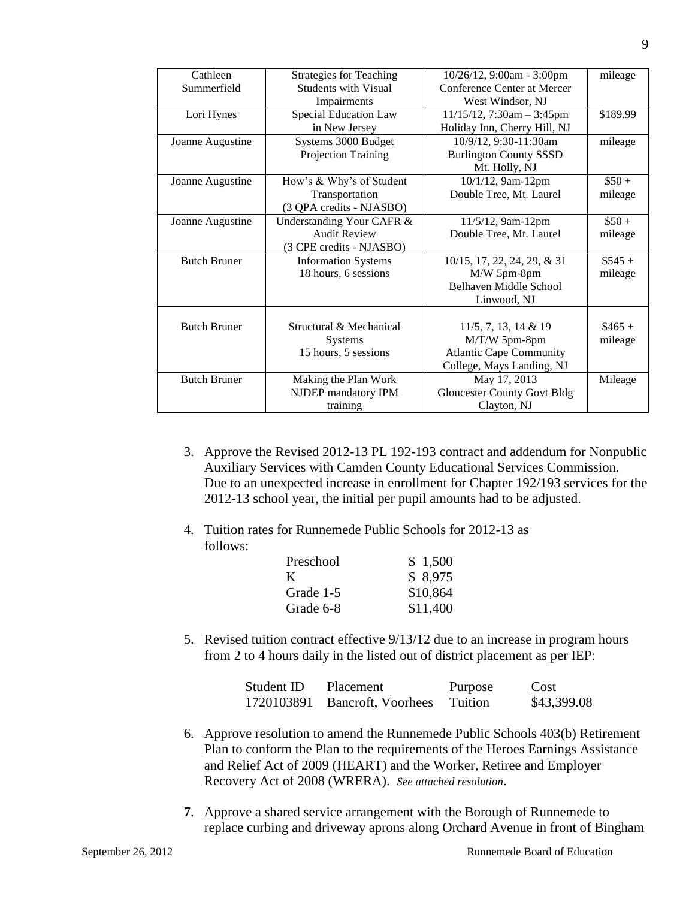| Cathleen Summerfield | Strategies for Teaching Students with Visual Impairments | 10/26/12, 9:00am - 3:00pm Conference Center at Mercer West Windsor, NJ | mileage |
|---|---|---|---|
| Lori Hynes | Special Education Law in New Jersey | 11/15/12, 7:30am – 3:45pm Holiday Inn, Cherry Hill, NJ | $189.99 |
| Joanne Augustine | Systems 3000 Budget Projection Training | 10/9/12, 9:30-11:30am Burlington County SSSD Mt. Holly, NJ | mileage |
| Joanne Augustine | How's & Why's of Student Transportation (3 QPA credits - NJASBO) | 10/1/12, 9am-12pm Double Tree, Mt. Laurel | $50 + mileage |
| Joanne Augustine | Understanding Your CAFR & Audit Review (3 CPE credits - NJASBO) | 11/5/12, 9am-12pm Double Tree, Mt. Laurel | $50 + mileage |
| Butch Bruner | Information Systems 18 hours, 6 sessions | 10/15, 17, 22, 24, 29, & 31 M/W 5pm-8pm Belhaven Middle School Linwood, NJ | $545 + mileage |
| Butch Bruner | Structural & Mechanical Systems 15 hours, 5 sessions | 11/5, 7, 13, 14 & 19 M/T/W 5pm-8pm Atlantic Cape Community College, Mays Landing, NJ | $465 + mileage |
| Butch Bruner | Making the Plan Work NJDEP mandatory IPM training | May 17, 2013 Gloucester County Govt Bldg Clayton, NJ | Mileage |

3. Approve the Revised 2012-13 PL 192-193 contract and addendum for Nonpublic Auxiliary Services with Camden County Educational Services Commission. Due to an unexpected increase in enrollment for Chapter 192/193 services for the 2012-13 school year, the initial per pupil amounts had to be adjusted.

4. Tuition rates for Runnemede Public Schools for 2012-13 as follows:

| | |
|---|---|
| Preschool | $ 1,500 |
| K | $ 8,975 |
| Grade 1-5 | $10,864 |
| Grade 6-8 | $11,400 |

5. Revised tuition contract effective 9/13/12 due to an increase in program hours from 2 to 4 hours daily in the listed out of district placement as per IEP:

| Student ID | Placement | Purpose | Cost |
|---|---|---|---|
| 1720103891 | Bancroft, Voorhees | Tuition | $43,399.08 |

6. Approve resolution to amend the Runnemede Public Schools 403(b) Retirement Plan to conform the Plan to the requirements of the Heroes Earnings Assistance and Relief Act of 2009 (HEART) and the Worker, Retiree and Employer Recovery Act of 2008 (WRERA). *See attached resolution*.

**7**. Approve a shared service arrangement with the Borough of Runnemede to replace curbing and driveway aprons along Orchard Avenue in front of Bingham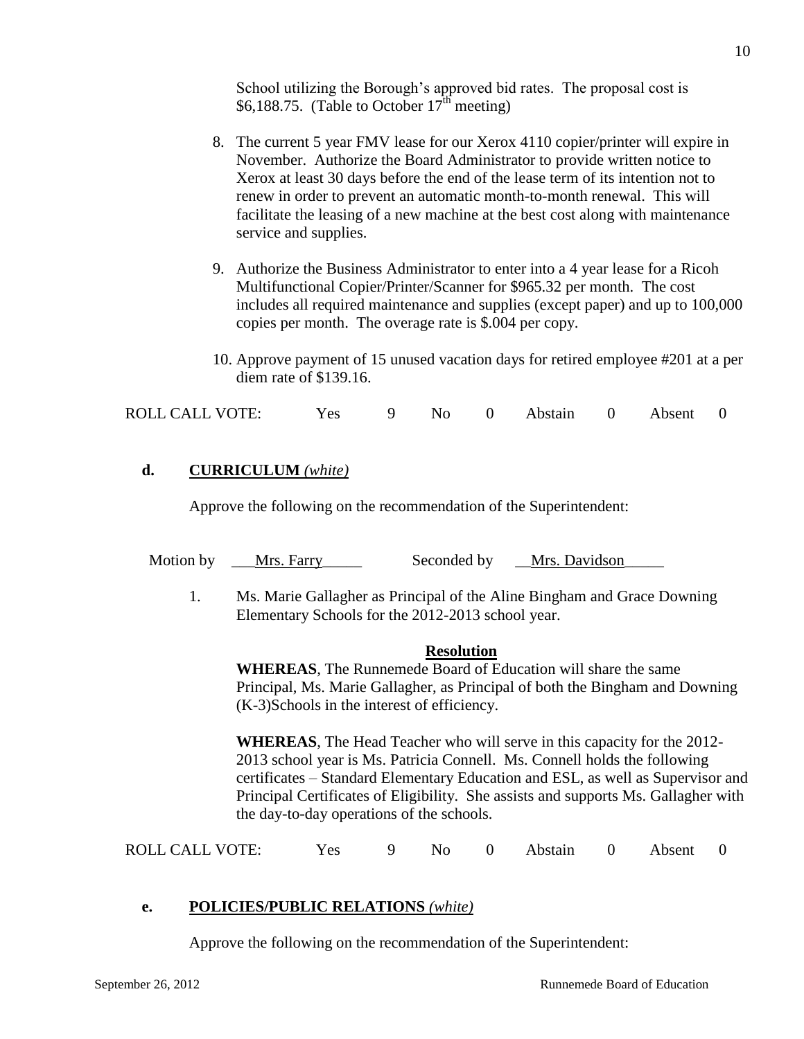School utilizing the Borough's approved bid rates. The proposal cost is \$6,188.75. (Table to October 17th meeting)

8. The current 5 year FMV lease for our Xerox 4110 copier/printer will expire in November. Authorize the Board Administrator to provide written notice to Xerox at least 30 days before the end of the lease term of its intention not to renew in order to prevent an automatic month-to-month renewal. This will facilitate the leasing of a new machine at the best cost along with maintenance service and supplies.

9. Authorize the Business Administrator to enter into a 4 year lease for a Ricoh Multifunctional Copier/Printer/Scanner for \$965.32 per month. The cost includes all required maintenance and supplies (except paper) and up to 100,000 copies per month. The overage rate is \$.004 per copy.

10. Approve payment of 15 unused vacation days for retired employee #201 at a per diem rate of \$139.16.

ROLL CALL VOTE: Yes 9 No 0 Abstain 0 Absent 0

**d. CURRICULUM** *(white)*

Approve the following on the recommendation of the Superintendent:

Motion by ___Mrs. Farry_____ Seconded by __Mrs. Davidson_____

1. Ms. Marie Gallagher as Principal of the Aline Bingham and Grace Downing Elementary Schools for the 2012-2013 school year.

**Resolution**

**WHEREAS**, The Runnemede Board of Education will share the same Principal, Ms. Marie Gallagher, as Principal of both the Bingham and Downing (K-3)Schools in the interest of efficiency.

**WHEREAS**, The Head Teacher who will serve in this capacity for the 2012-2013 school year is Ms. Patricia Connell. Ms. Connell holds the following certificates – Standard Elementary Education and ESL, as well as Supervisor and Principal Certificates of Eligibility. She assists and supports Ms. Gallagher with the day-to-day operations of the schools.

ROLL CALL VOTE: Yes 9 No 0 Abstain 0 Absent 0

**e. POLICIES/PUBLIC RELATIONS** *(white)*

Approve the following on the recommendation of the Superintendent: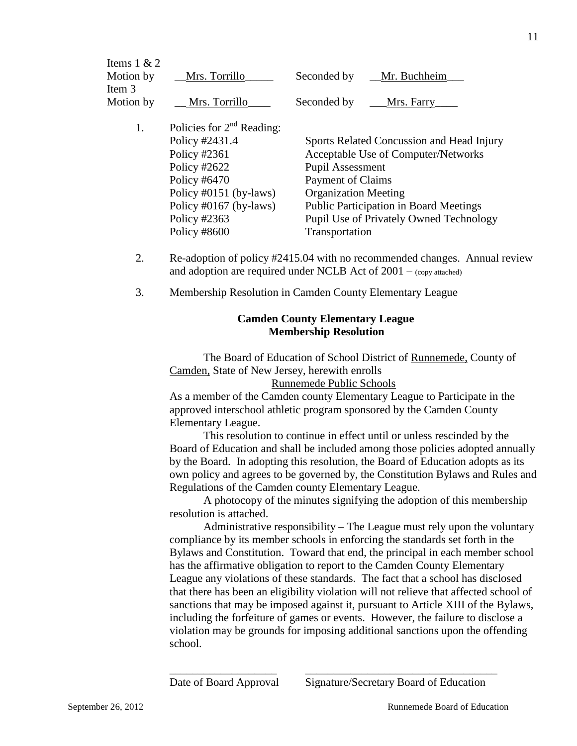Items 1 & 2
Motion by __Mrs. Torrillo_____ Seconded by __Mr. Buchheim___
Item 3
Motion by __ Mrs. Torrillo____ Seconded by ___Mrs. Farry____

1. Policies for 2nd Reading:

| | |
|---|---|
| Policy #2431.4 | Sports Related Concussion and Head Injury |
| Policy #2361 | Acceptable Use of Computer/Networks |
| Policy #2622 | Pupil Assessment |
| Policy #6470 | Payment of Claims |
| Policy #0151 (by-laws) | Organization Meeting |
| Policy #0167 (by-laws) | Public Participation in Board Meetings |
| Policy #2363 | Pupil Use of Privately Owned Technology |
| Policy #8600 | Transportation |

2. Re-adoption of policy #2415.04 with no recommended changes. Annual review and adoption are required under NCLB Act of 2001 – (copy attached)

3. Membership Resolution in Camden County Elementary League

**Camden County Elementary League**
**Membership Resolution**

The Board of Education of School District of Runnemede, County of Camden, State of New Jersey, herewith enrolls

Runnemede Public Schools

As a member of the Camden county Elementary League to Participate in the approved interschool athletic program sponsored by the Camden County Elementary League.

This resolution to continue in effect until or unless rescinded by the Board of Education and shall be included among those policies adopted annually by the Board. In adopting this resolution, the Board of Education adopts as its own policy and agrees to be governed by, the Constitution Bylaws and Rules and Regulations of the Camden county Elementary League.

A photocopy of the minutes signifying the adoption of this membership resolution is attached.

Administrative responsibility – The League must rely upon the voluntary compliance by its member schools in enforcing the standards set forth in the Bylaws and Constitution. Toward that end, the principal in each member school has the affirmative obligation to report to the Camden County Elementary League any violations of these standards. The fact that a school has disclosed that there has been an eligibility violation will not relieve that affected school of sanctions that may be imposed against it, pursuant to Article XIII of the Bylaws, including the forfeiture of games or events. However, the failure to disclose a violation may be grounds for imposing additional sanctions upon the offending school.

___________________ ___________________________________
Date of Board Approval Signature/Secretary Board of Education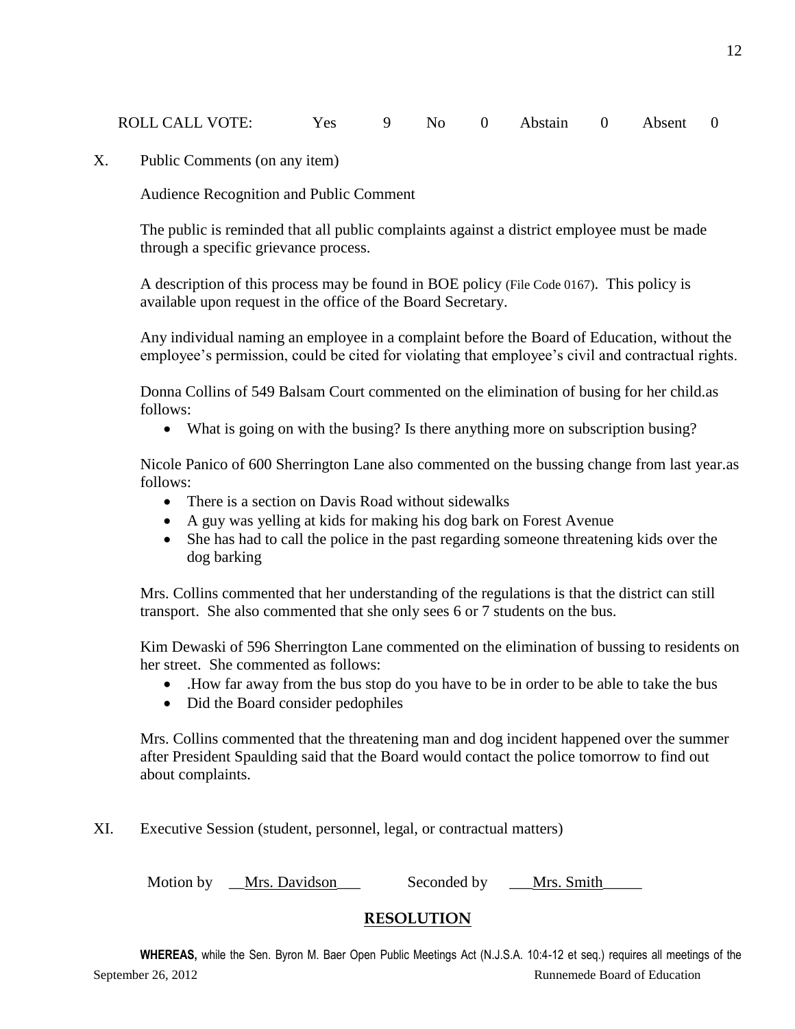ROLL CALL VOTE: Yes 9 No 0 Abstain 0 Absent 0

X. Public Comments (on any item)

Audience Recognition and Public Comment

The public is reminded that all public complaints against a district employee must be made through a specific grievance process.

A description of this process may be found in BOE policy (File Code 0167). This policy is available upon request in the office of the Board Secretary.

Any individual naming an employee in a complaint before the Board of Education, without the employee's permission, could be cited for violating that employee's civil and contractual rights.

Donna Collins of 549 Balsam Court commented on the elimination of busing for her child.as follows:

- What is going on with the busing? Is there anything more on subscription busing?

Nicole Panico of 600 Sherrington Lane also commented on the bussing change from last year.as follows:

- There is a section on Davis Road without sidewalks
- A guy was yelling at kids for making his dog bark on Forest Avenue
- She has had to call the police in the past regarding someone threatening kids over the dog barking

Mrs. Collins commented that her understanding of the regulations is that the district can still transport. She also commented that she only sees 6 or 7 students on the bus.

Kim Dewaski of 596 Sherrington Lane commented on the elimination of bussing to residents on her street. She commented as follows:

- .How far away from the bus stop do you have to be in order to be able to take the bus
- Did the Board consider pedophiles

Mrs. Collins commented that the threatening man and dog incident happened over the summer after President Spaulding said that the Board would contact the police tomorrow to find out about complaints.

XI. Executive Session (student, personnel, legal, or contractual matters)

Motion by __Mrs. Davidson___ Seconded by ___Mrs. Smith_____

## RESOLUTION

**WHEREAS,** while the Sen. Byron M. Baer Open Public Meetings Act (N.J.S.A. 10:4-12 et seq.) requires all meetings of the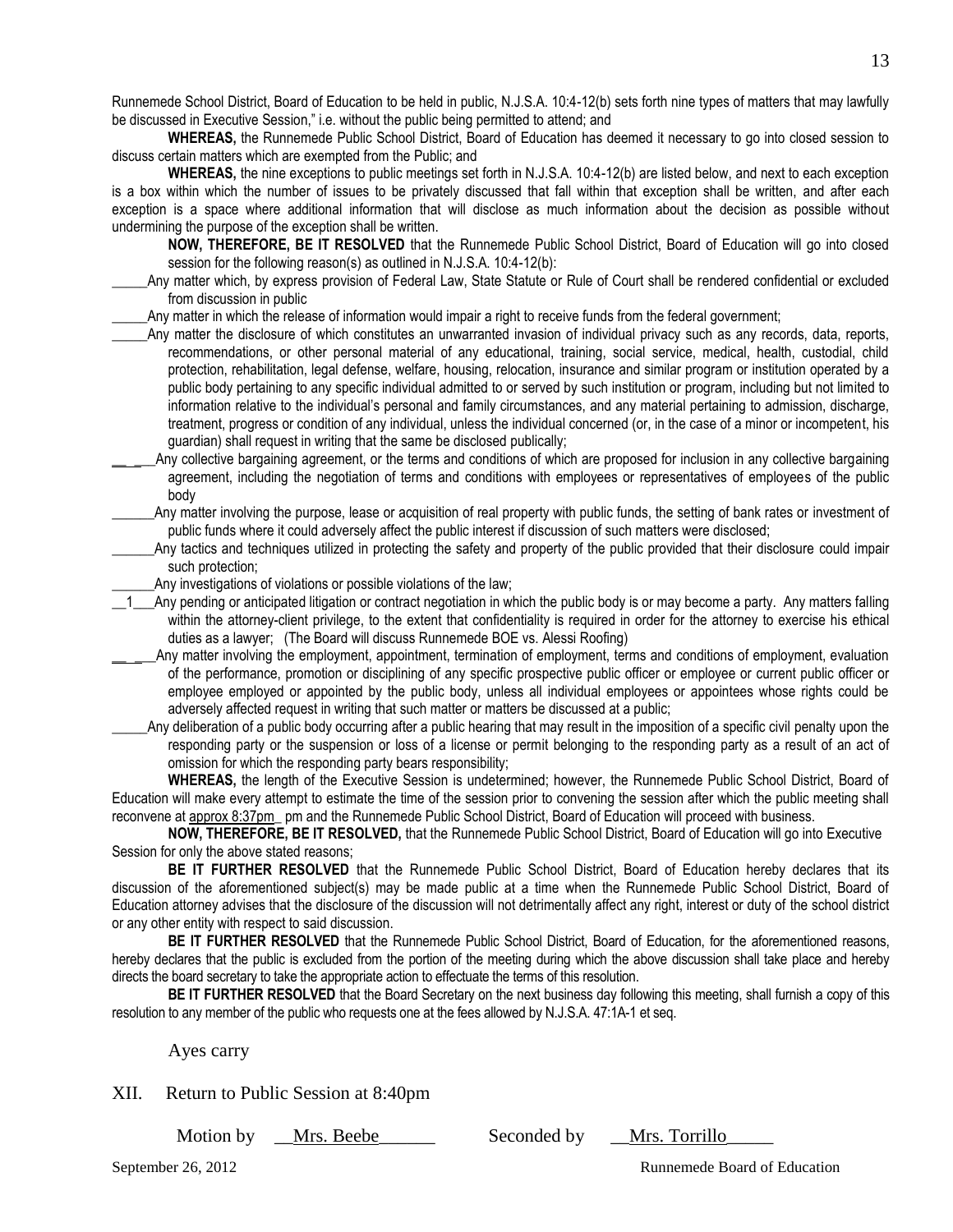Runnemede School District, Board of Education to be held in public, N.J.S.A. 10:4-12(b) sets forth nine types of matters that may lawfully be discussed in Executive Session," i.e. without the public being permitted to attend; and

**WHEREAS,** the Runnemede Public School District, Board of Education has deemed it necessary to go into closed session to discuss certain matters which are exempted from the Public; and

**WHEREAS,** the nine exceptions to public meetings set forth in N.J.S.A. 10:4-12(b) are listed below, and next to each exception is a box within which the number of issues to be privately discussed that fall within that exception shall be written, and after each exception is a space where additional information that will disclose as much information about the decision as possible without undermining the purpose of the exception shall be written.

**NOW, THEREFORE, BE IT RESOLVED** that the Runnemede Public School District, Board of Education will go into closed session for the following reason(s) as outlined in N.J.S.A. 10:4-12(b):

_____Any matter which, by express provision of Federal Law, State Statute or Rule of Court shall be rendered confidential or excluded from discussion in public

_____Any matter in which the release of information would impair a right to receive funds from the federal government;

_____Any matter the disclosure of which constitutes an unwarranted invasion of individual privacy such as any records, data, reports, recommendations, or other personal material of any educational, training, social service, medical, health, custodial, child protection, rehabilitation, legal defense, welfare, housing, relocation, insurance and similar program or institution operated by a public body pertaining to any specific individual admitted to or served by such institution or program, including but not limited to information relative to the individual's personal and family circumstances, and any material pertaining to admission, discharge, treatment, progress or condition of any individual, unless the individual concerned (or, in the case of a minor or incompetent, his guardian) shall request in writing that the same be disclosed publically;

_____Any collective bargaining agreement, or the terms and conditions of which are proposed for inclusion in any collective bargaining agreement, including the negotiation of terms and conditions with employees or representatives of employees of the public body

______Any matter involving the purpose, lease or acquisition of real property with public funds, the setting of bank rates or investment of public funds where it could adversely affect the public interest if discussion of such matters were disclosed;

______Any tactics and techniques utilized in protecting the safety and property of the public provided that their disclosure could impair such protection;

______Any investigations of violations or possible violations of the law;

__1___Any pending or anticipated litigation or contract negotiation in which the public body is or may become a party. Any matters falling within the attorney-client privilege, to the extent that confidentiality is required in order for the attorney to exercise his ethical duties as a lawyer; (The Board will discuss Runnemede BOE vs. Alessi Roofing)

_____Any matter involving the employment, appointment, termination of employment, terms and conditions of employment, evaluation of the performance, promotion or disciplining of any specific prospective public officer or employee or current public officer or employee employed or appointed by the public body, unless all individual employees or appointees whose rights could be adversely affected request in writing that such matter or matters be discussed at a public;

_____Any deliberation of a public body occurring after a public hearing that may result in the imposition of a specific civil penalty upon the responding party or the suspension or loss of a license or permit belonging to the responding party as a result of an act of omission for which the responding party bears responsibility;

**WHEREAS,** the length of the Executive Session is undetermined; however, the Runnemede Public School District, Board of Education will make every attempt to estimate the time of the session prior to convening the session after which the public meeting shall reconvene at approx 8:37pm_ pm and the Runnemede Public School District, Board of Education will proceed with business.

**NOW, THEREFORE, BE IT RESOLVED,** that the Runnemede Public School District, Board of Education will go into Executive Session for only the above stated reasons;

**BE IT FURTHER RESOLVED** that the Runnemede Public School District, Board of Education hereby declares that its discussion of the aforementioned subject(s) may be made public at a time when the Runnemede Public School District, Board of Education attorney advises that the disclosure of the discussion will not detrimentally affect any right, interest or duty of the school district or any other entity with respect to said discussion.

**BE IT FURTHER RESOLVED** that the Runnemede Public School District, Board of Education, for the aforementioned reasons, hereby declares that the public is excluded from the portion of the meeting during which the above discussion shall take place and hereby directs the board secretary to take the appropriate action to effectuate the terms of this resolution.

**BE IT FURTHER RESOLVED** that the Board Secretary on the next business day following this meeting, shall furnish a copy of this resolution to any member of the public who requests one at the fees allowed by N.J.S.A. 47:1A-1 et seq.

Ayes carry

XII. Return to Public Session at 8:40pm

Motion by __Mrs. Beebe______ Seconded by __Mrs. Torrillo_____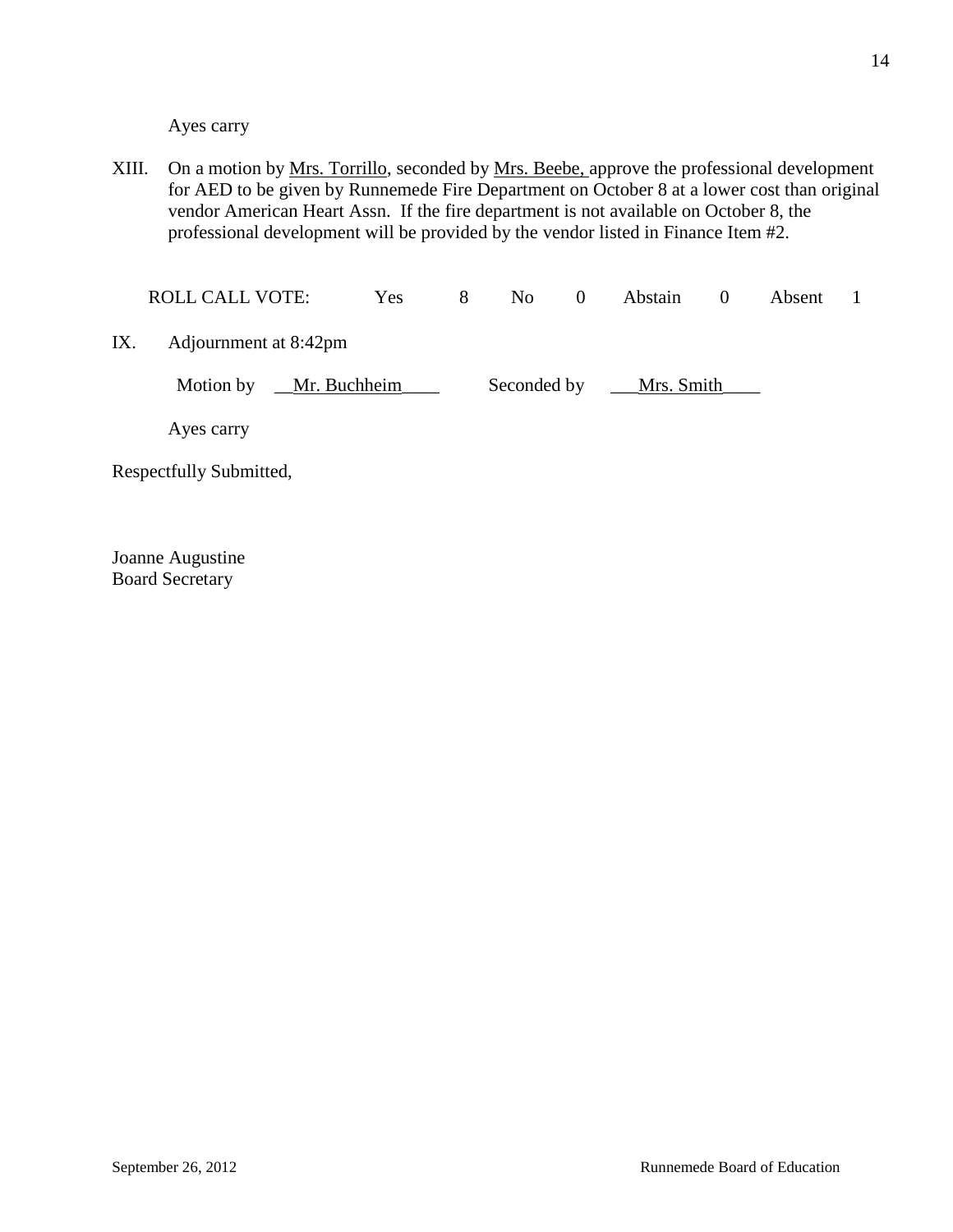Ayes carry

XIII. On a motion by Mrs. Torrillo, seconded by Mrs. Beebe, approve the professional development for AED to be given by Runnemede Fire Department on October 8 at a lower cost than original vendor American Heart Assn. If the fire department is not available on October 8, the professional development will be provided by the vendor listed in Finance Item #2.

| | | | | | | | | |
|---|---|---|---|---|---|---|---|---|
| ROLL CALL VOTE: | Yes | 8 | No | 0 | Abstain | 0 | Absent | 1 |

IX. Adjournment at 8:42pm

Motion by __Mr. Buchheim____ Seconded by ___Mrs. Smith____

Ayes carry

Respectfully Submitted,

Joanne Augustine
Board Secretary